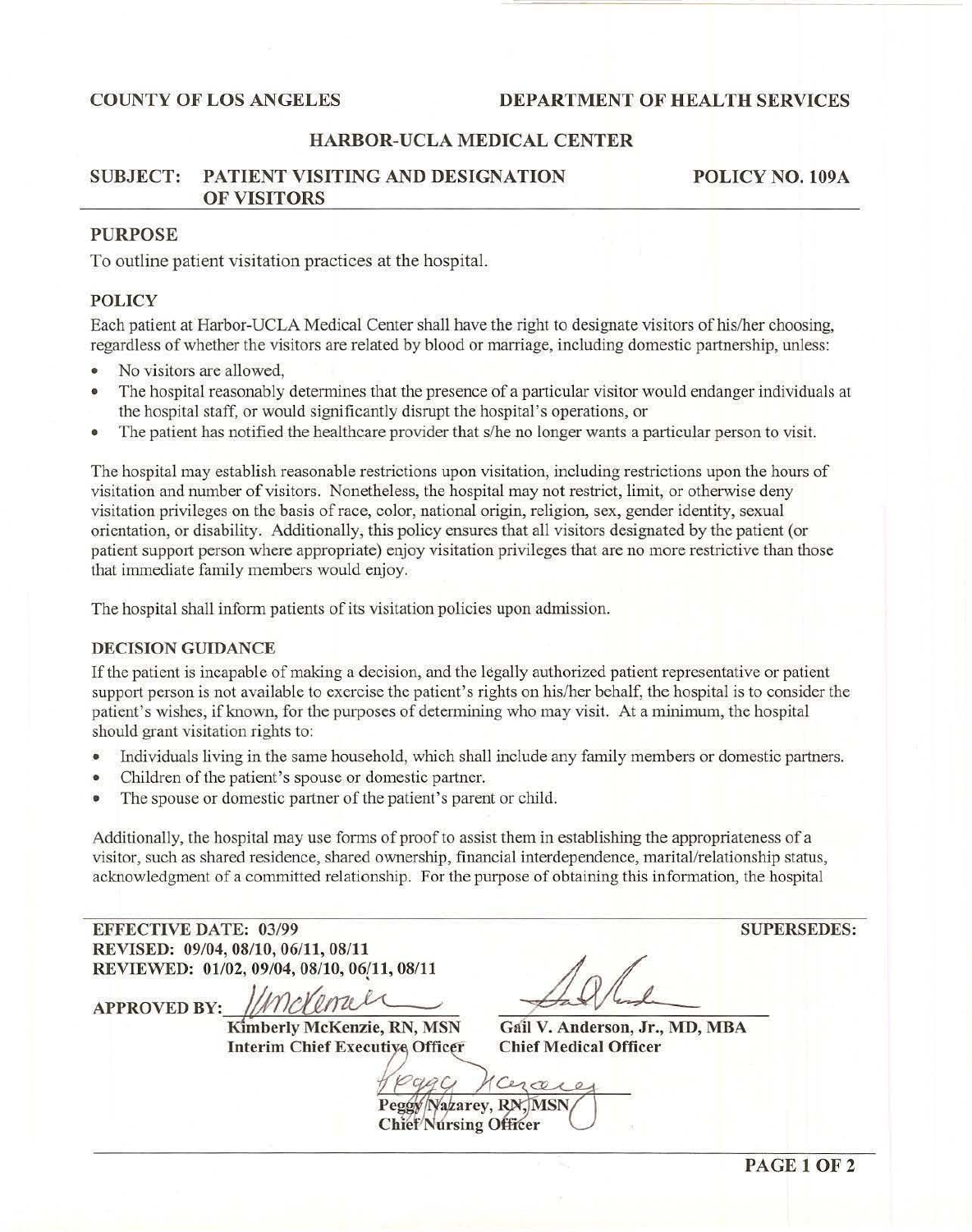COUNTY OF LOS ANGELES — DEPARTMENT OF HEALTH SERVICES

# HARBOR-UCLA MEDICAL CENTER

**SUBJECT: PATIENT VISITING AND DESIGNATION OF VISITORS** — **POLICY NO. 109A**

## PURPOSE

To outline patient visitation practices at the hospital.

## POLICY

Each patient at Harbor-UCLA Medical Center shall have the right to designate visitors of his/her choosing, regardless of whether the visitors are related by blood or marriage, including domestic partnership, unless:

- No visitors are allowed,
- The hospital reasonably determines that the presence of a particular visitor would endanger individuals at the hospital staff, or would significantly disrupt the hospital's operations, or
- The patient has notified the healthcare provider that s/he no longer wants a particular person to visit.

The hospital may establish reasonable restrictions upon visitation, including restrictions upon the hours of visitation and number of visitors. Nonetheless, the hospital may not restrict, limit, or otherwise deny visitation privileges on the basis of race, color, national origin, religion, sex, gender identity, sexual orientation, or disability. Additionally, this policy ensures that all visitors designated by the patient (or patient support person where appropriate) enjoy visitation privileges that are no more restrictive than those that immediate family members would enjoy.

The hospital shall inform patients of its visitation policies upon admission.

### DECISION GUIDANCE

If the patient is incapable of making a decision, and the legally authorized patient representative or patient support person is not available to exercise the patient's rights on his/her behalf, the hospital is to consider the patient's wishes, if known, for the purposes of determining who may visit. At a minimum, the hospital should grant visitation rights to:

- Individuals living in the same household, which shall include any family members or domestic partners.
- Children of the patient's spouse or domestic partner.
- The spouse or domestic partner of the patient's parent or child.

Additionally, the hospital may use forms of proof to assist them in establishing the appropriateness of a visitor, such as shared residence, shared ownership, financial interdependence, marital/relationship status, acknowledgment of a committed relationship. For the purpose of obtaining this information, the hospital

**EFFECTIVE DATE:** 03/99
**REVISED:** 09/04, 08/10, 06/11, 08/11
**REVIEWED:** 01/02, 09/04, 08/10, 06/11, 08/11
**SUPERSEDES:**

**APPROVED BY:**

Kimberly McKenzie, RN, MSN
Interim Chief Executive Officer

Gail V. Anderson, Jr., MD, MBA
Chief Medical Officer

Peggy Nazarey, RN, MSN
Chief Nursing Officer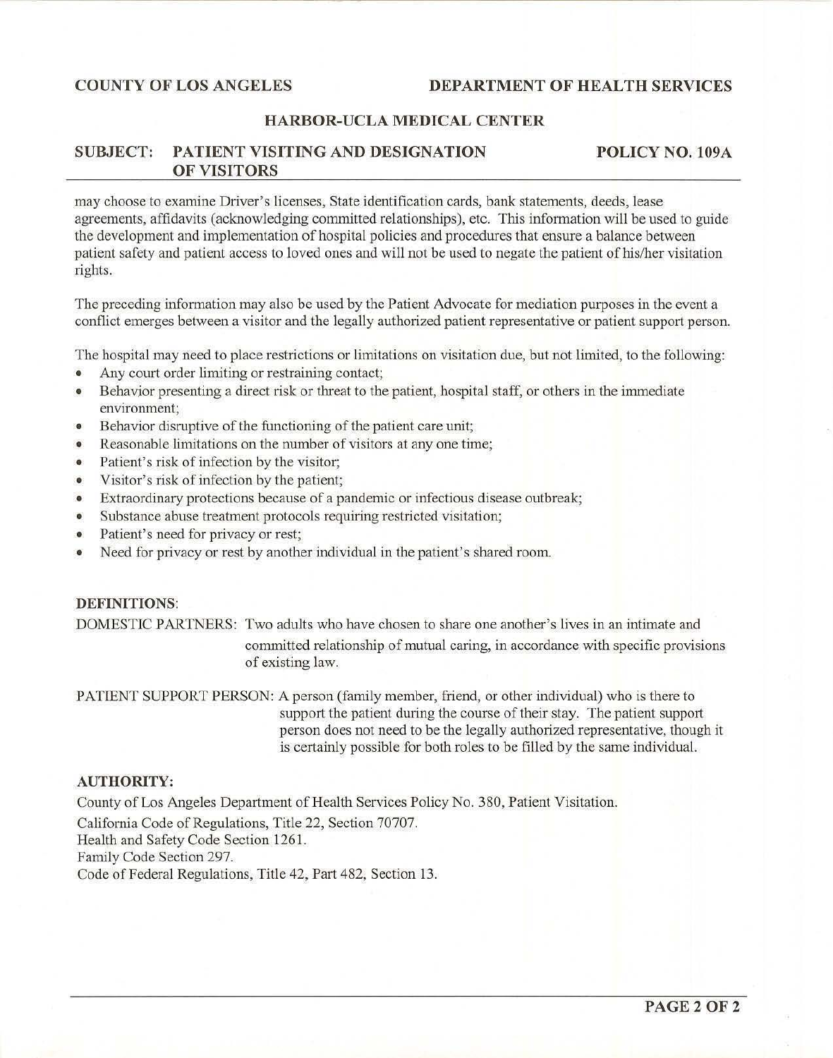may choose to examine Driver's licenses, State identification cards, bank statements, deeds, lease agreements, affidavits (acknowledging committed relationships), etc. This information will be used to guide the development and implementation of hospital policies and procedures that ensure a balance between patient safety and patient access to loved ones and will not be used to negate the patient of his/her visitation rights.

The preceding information may also be used by the Patient Advocate for mediation purposes in the event a conflict emerges between a visitor and the legally authorized patient representative or patient support person.

The hospital may need to place restrictions or limitations on visitation due, but not limited, to the following:

- Any court order limiting or restraining contact;
- Behavior presenting a direct risk or threat to the patient, hospital staff, or others in the immediate environment;
- Behavior disruptive of the functioning of the patient care unit;
- Reasonable limitations on the number of visitors at any one time;
- Patient's risk of infection by the visitor;
- Visitor's risk of infection by the patient;
- Extraordinary protections because of a pandemic or infectious disease outbreak;
- Substance abuse treatment protocols requiring restricted visitation;
- Patient's need for privacy or rest;
- Need for privacy or rest by another individual in the patient's shared room.

## DEFINITIONS:

DOMESTIC PARTNERS: Two adults who have chosen to share one another's lives in an intimate and committed relationship of mutual caring, in accordance with specific provisions of existing law.

PATIENT SUPPORT PERSON: A person (family member, friend, or other individual) who is there to support the patient during the course of their stay. The patient support person does not need to be the legally authorized representative, though it is certainly possible for both roles to be filled by the same individual.

## AUTHORITY:

County of Los Angeles Department of Health Services Policy No. 380, Patient Visitation.
California Code of Regulations, Title 22, Section 70707.
Health and Safety Code Section 1261.
Family Code Section 297.
Code of Federal Regulations, Title 42, Part 482, Section 13.